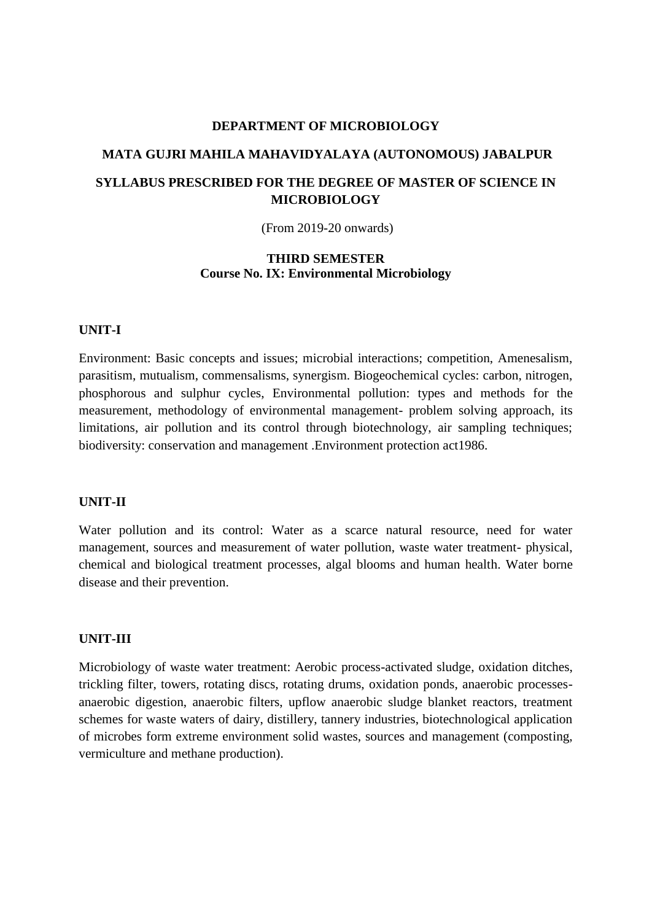**DEPARTMENT OF MICROBIOLOGY**

**MATA GUJRI MAHILA MAHAVIDYALAYA (AUTONOMOUS) JABALPUR**

**SYLLABUS PRESCRIBED FOR THE DEGREE OF MASTER OF SCIENCE IN MICROBIOLOGY**

(From 2019-20 onwards)

**THIRD SEMESTER**
**Course No. IX: Environmental Microbiology**

**UNIT-I**

Environment: Basic concepts and issues; microbial interactions; competition, Amenesalism, parasitism, mutualism, commensalisms, synergism. Biogeochemical cycles: carbon, nitrogen, phosphorous and sulphur cycles, Environmental pollution: types and methods for the measurement, methodology of environmental management- problem solving approach, its limitations, air pollution and its control through biotechnology, air sampling techniques; biodiversity: conservation and management .Environment protection act1986.

**UNIT-II**

Water pollution and its control: Water as a scarce natural resource, need for water management, sources and measurement of water pollution, waste water treatment- physical, chemical and biological treatment processes, algal blooms and human health. Water borne disease and their prevention.

**UNIT-III**

Microbiology of waste water treatment: Aerobic process-activated sludge, oxidation ditches, trickling filter, towers, rotating discs, rotating drums, oxidation ponds, anaerobic processes-anaerobic digestion, anaerobic filters, upflow anaerobic sludge blanket reactors, treatment schemes for waste waters of dairy, distillery, tannery industries, biotechnological application of microbes form extreme environment solid wastes, sources and management (composting, vermiculture and methane production).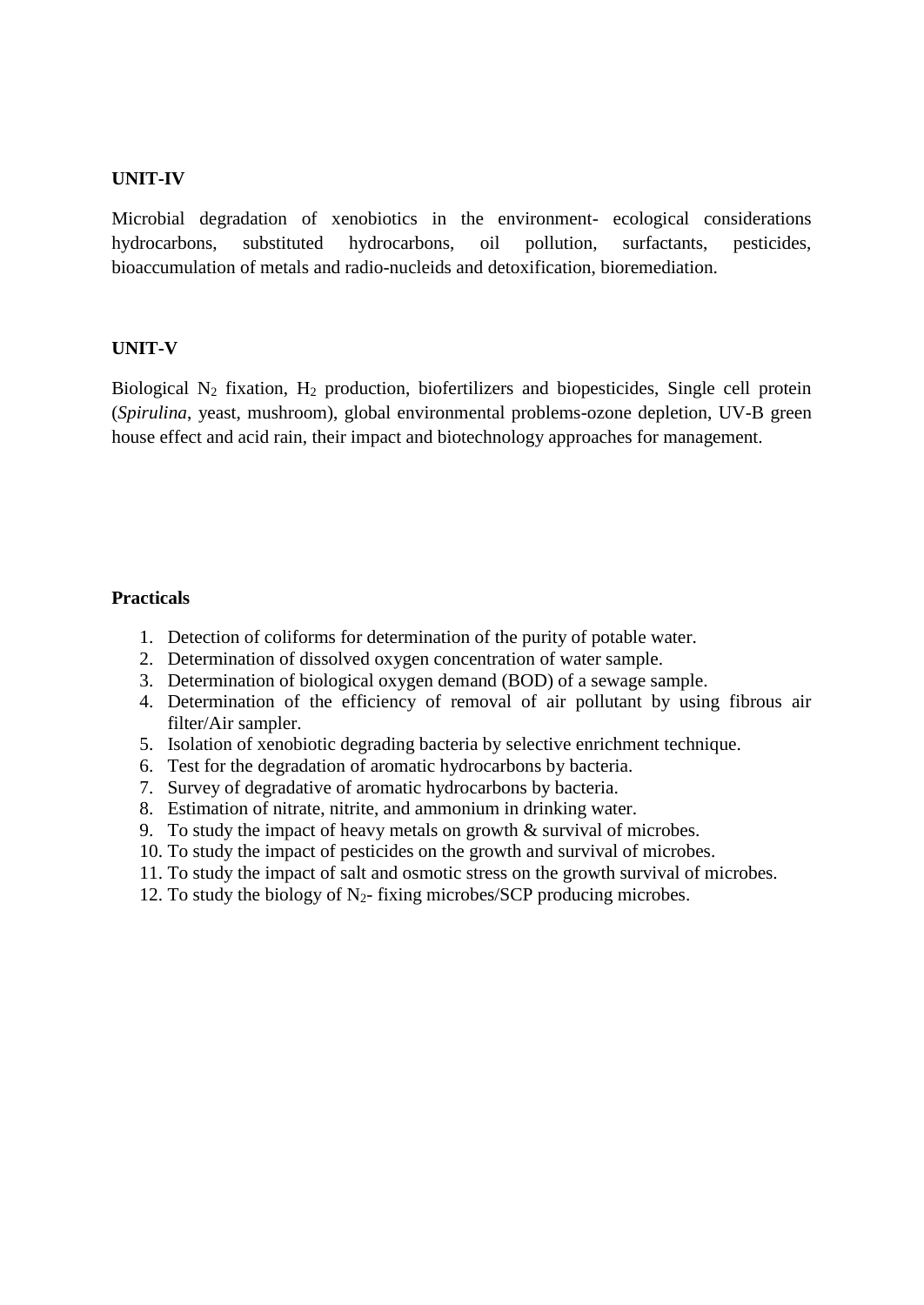**UNIT-IV**

Microbial degradation of xenobiotics in the environment- ecological considerations hydrocarbons, substituted hydrocarbons, oil pollution, surfactants, pesticides, bioaccumulation of metals and radio-nucleids and detoxification, bioremediation.

**UNIT-V**

Biological $N_2$ fixation, $H_2$ production, biofertilizers and biopesticides, Single cell protein (*Spirulina*, yeast, mushroom), global environmental problems-ozone depletion, UV-B green house effect and acid rain, their impact and biotechnology approaches for management.

**Practicals**

1. Detection of coliforms for determination of the purity of potable water.
2. Determination of dissolved oxygen concentration of water sample.
3. Determination of biological oxygen demand (BOD) of a sewage sample.
4. Determination of the efficiency of removal of air pollutant by using fibrous air filter/Air sampler.
5. Isolation of xenobiotic degrading bacteria by selective enrichment technique.
6. Test for the degradation of aromatic hydrocarbons by bacteria.
7. Survey of degradative of aromatic hydrocarbons by bacteria.
8. Estimation of nitrate, nitrite, and ammonium in drinking water.
9. To study the impact of heavy metals on growth & survival of microbes.
10. To study the impact of pesticides on the growth and survival of microbes.
11. To study the impact of salt and osmotic stress on the growth survival of microbes.
12. To study the biology of $N_2$- fixing microbes/SCP producing microbes.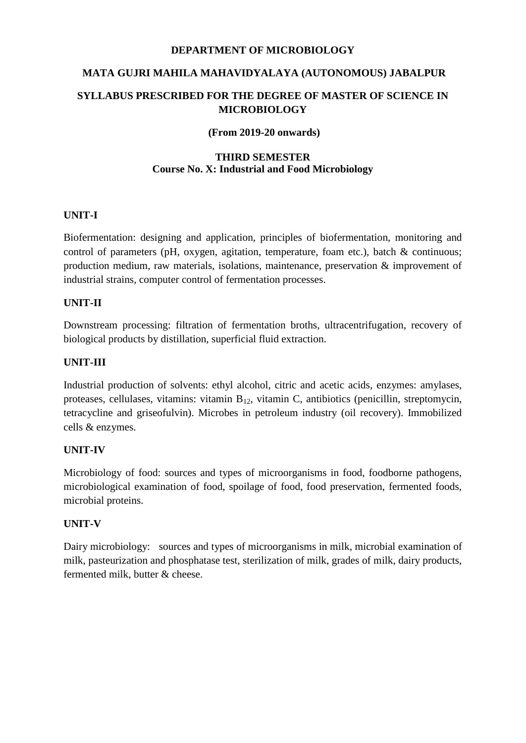**DEPARTMENT OF MICROBIOLOGY**

**MATA GUJRI MAHILA MAHAVIDYALAYA (AUTONOMOUS) JABALPUR**

**SYLLABUS PRESCRIBED FOR THE DEGREE OF MASTER OF SCIENCE IN MICROBIOLOGY**

**(From 2019-20 onwards)**

**THIRD SEMESTER**
**Course No. X: Industrial and Food Microbiology**

## UNIT-I

Biofermentation: designing and application, principles of biofermentation, monitoring and control of parameters (pH, oxygen, agitation, temperature, foam etc.), batch & continuous; production medium, raw materials, isolations, maintenance, preservation & improvement of industrial strains, computer control of fermentation processes.

## UNIT-II

Downstream processing: filtration of fermentation broths, ultracentrifugation, recovery of biological products by distillation, superficial fluid extraction.

## UNIT-III

Industrial production of solvents: ethyl alcohol, citric and acetic acids, enzymes: amylases, proteases, cellulases, vitamins: vitamin $B_{12}$, vitamin C, antibiotics (penicillin, streptomycin, tetracycline and griseofulvin). Microbes in petroleum industry (oil recovery). Immobilized cells & enzymes.

## UNIT-IV

Microbiology of food: sources and types of microorganisms in food, foodborne pathogens, microbiological examination of food, spoilage of food, food preservation, fermented foods, microbial proteins.

## UNIT-V

Dairy microbiology: sources and types of microorganisms in milk, microbial examination of milk, pasteurization and phosphatase test, sterilization of milk, grades of milk, dairy products, fermented milk, butter & cheese.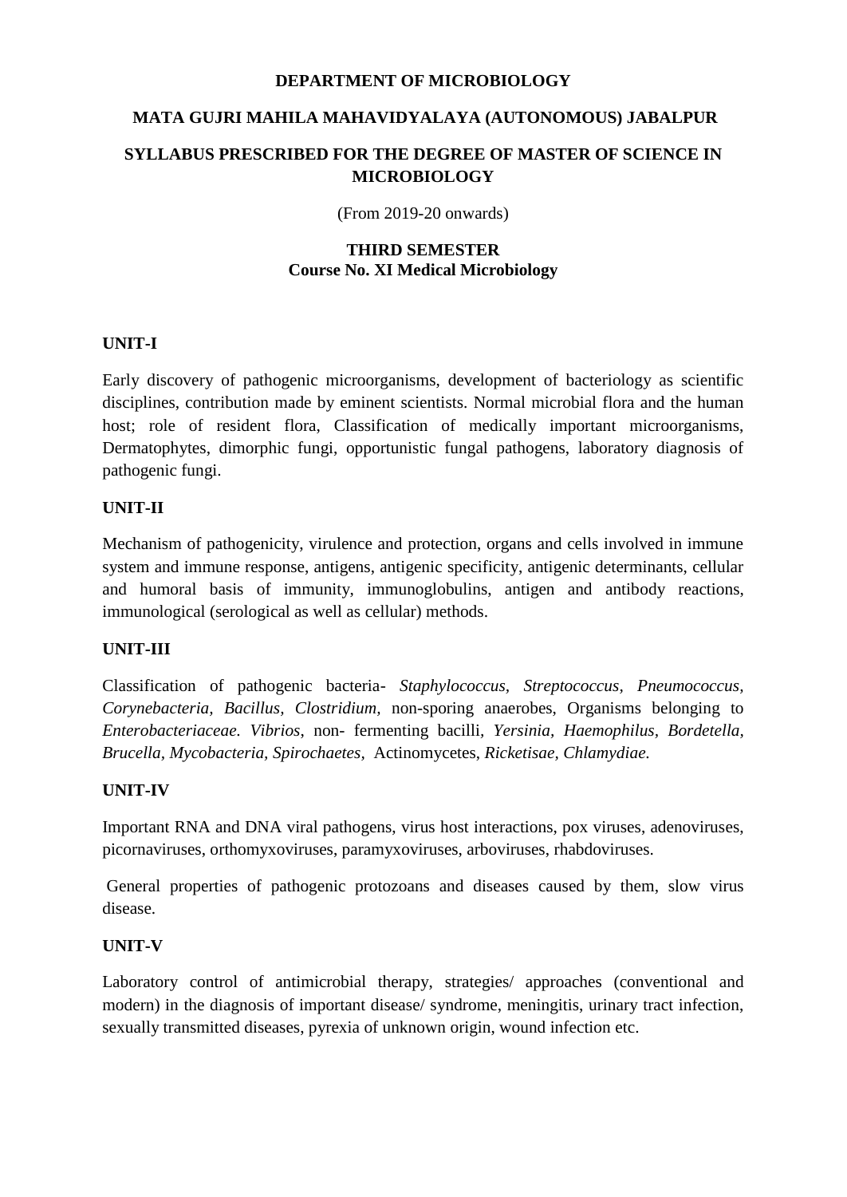**DEPARTMENT OF MICROBIOLOGY**

**MATA GUJRI MAHILA MAHAVIDYALAYA (AUTONOMOUS) JABALPUR**

**SYLLABUS PRESCRIBED FOR THE DEGREE OF MASTER OF SCIENCE IN MICROBIOLOGY**

(From 2019-20 onwards)

**THIRD SEMESTER**
**Course No. XI Medical Microbiology**

**UNIT-I**

Early discovery of pathogenic microorganisms, development of bacteriology as scientific disciplines, contribution made by eminent scientists. Normal microbial flora and the human host; role of resident flora, Classification of medically important microorganisms, Dermatophytes, dimorphic fungi, opportunistic fungal pathogens, laboratory diagnosis of pathogenic fungi.

**UNIT-II**

Mechanism of pathogenicity, virulence and protection, organs and cells involved in immune system and immune response, antigens, antigenic specificity, antigenic determinants, cellular and humoral basis of immunity, immunoglobulins, antigen and antibody reactions, immunological (serological as well as cellular) methods.

**UNIT-III**

Classification of pathogenic bacteria- *Staphylococcus*, *Streptococcus*, *Pneumococcus*, *Corynebacteria*, *Bacillus*, *Clostridium*, non-sporing anaerobes, Organisms belonging to *Enterobacteriaceae. Vibrios*, non- fermenting bacilli, *Yersinia*, *Haemophilus*, *Bordetella*, *Brucella, Mycobacteria*, *Spirochaetes*, Actinomycetes, *Ricketisae*, *Chlamydiae.*

**UNIT-IV**

Important RNA and DNA viral pathogens, virus host interactions, pox viruses, adenoviruses, picornaviruses, orthomyxoviruses, paramyxoviruses, arboviruses, rhabdoviruses.

General properties of pathogenic protozoans and diseases caused by them, slow virus disease.

**UNIT-V**

Laboratory control of antimicrobial therapy, strategies/ approaches (conventional and modern) in the diagnosis of important disease/ syndrome, meningitis, urinary tract infection, sexually transmitted diseases, pyrexia of unknown origin, wound infection etc.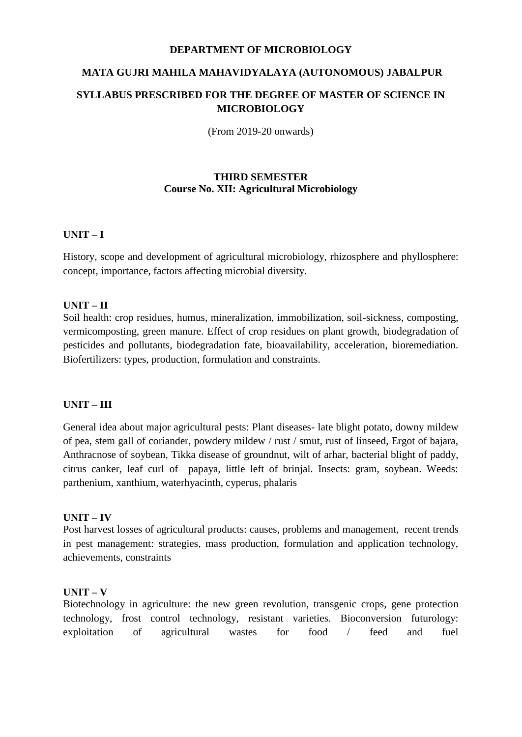**DEPARTMENT OF MICROBIOLOGY**

**MATA GUJRI MAHILA MAHAVIDYALAYA (AUTONOMOUS) JABALPUR**

**SYLLABUS PRESCRIBED FOR THE DEGREE OF MASTER OF SCIENCE IN MICROBIOLOGY**

(From 2019-20 onwards)

**THIRD SEMESTER**
**Course No. XII: Agricultural Microbiology**

**UNIT – I**

History, scope and development of agricultural microbiology, rhizosphere and phyllosphere: concept, importance, factors affecting microbial diversity.

**UNIT – II**

Soil health: crop residues, humus, mineralization, immobilization, soil-sickness, composting, vermicomposting, green manure. Effect of crop residues on plant growth, biodegradation of pesticides and pollutants, biodegradation fate, bioavailability, acceleration, bioremediation. Biofertilizers: types, production, formulation and constraints.

**UNIT – III**

General idea about major agricultural pests: Plant diseases- late blight potato, downy mildew of pea, stem gall of coriander, powdery mildew / rust / smut, rust of linseed, Ergot of bajara, Anthracnose of soybean, Tikka disease of groundnut, wilt of arhar, bacterial blight of paddy, citrus canker, leaf curl of papaya, little left of brinjal. Insects: gram, soybean. Weeds: parthenium, xanthium, waterhyacinth, cyperus, phalaris

**UNIT – IV**

Post harvest losses of agricultural products: causes, problems and management, recent trends in pest management: strategies, mass production, formulation and application technology, achievements, constraints

**UNIT – V**

Biotechnology in agriculture: the new green revolution, transgenic crops, gene protection technology, frost control technology, resistant varieties. Bioconversion futurology: exploitation of agricultural wastes for food / feed and fuel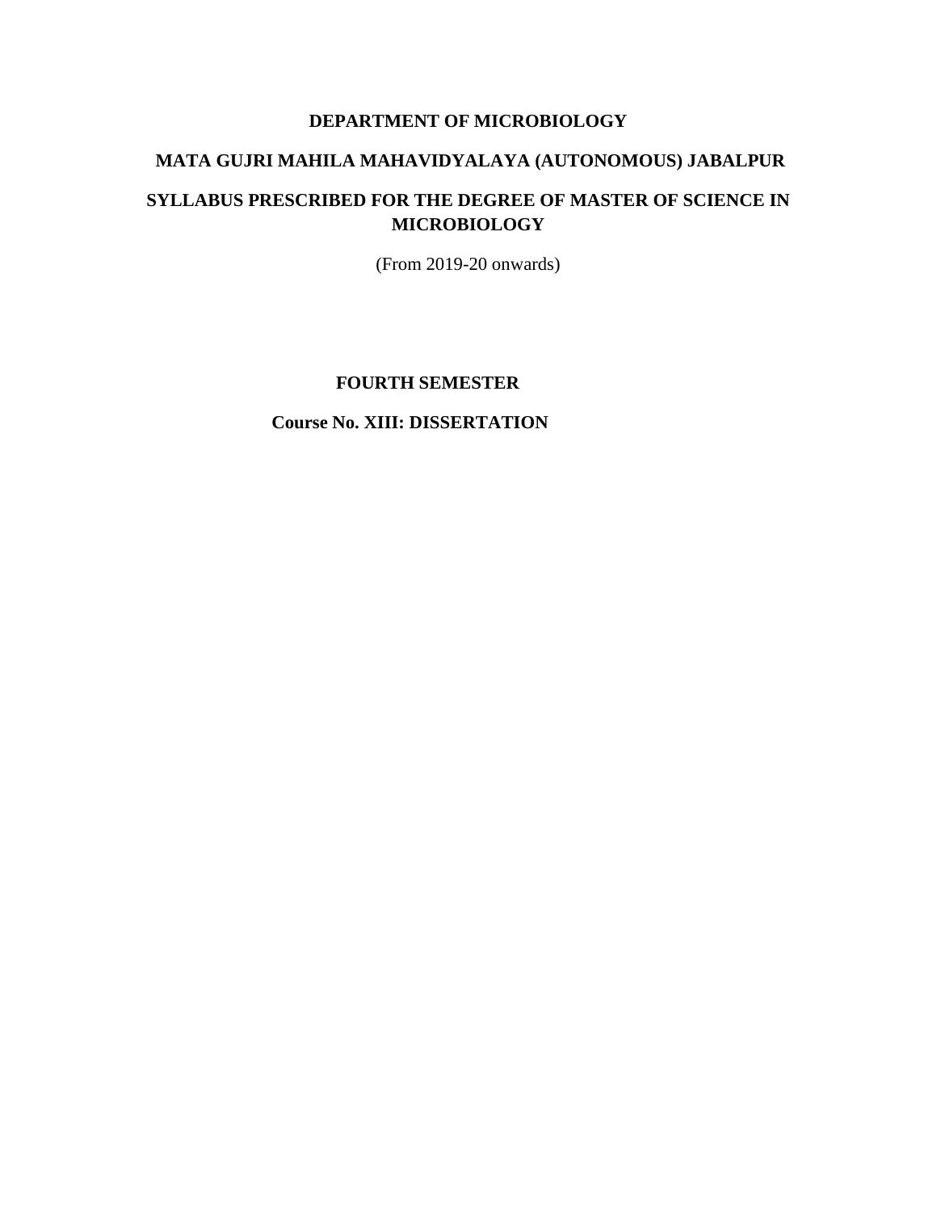**DEPARTMENT OF MICROBIOLOGY**

**MATA GUJRI MAHILA MAHAVIDYALAYA (AUTONOMOUS) JABALPUR**

**SYLLABUS PRESCRIBED FOR THE DEGREE OF MASTER OF SCIENCE IN MICROBIOLOGY**

(From 2019-20 onwards)

**FOURTH SEMESTER**

**Course No. XIII: DISSERTATION**